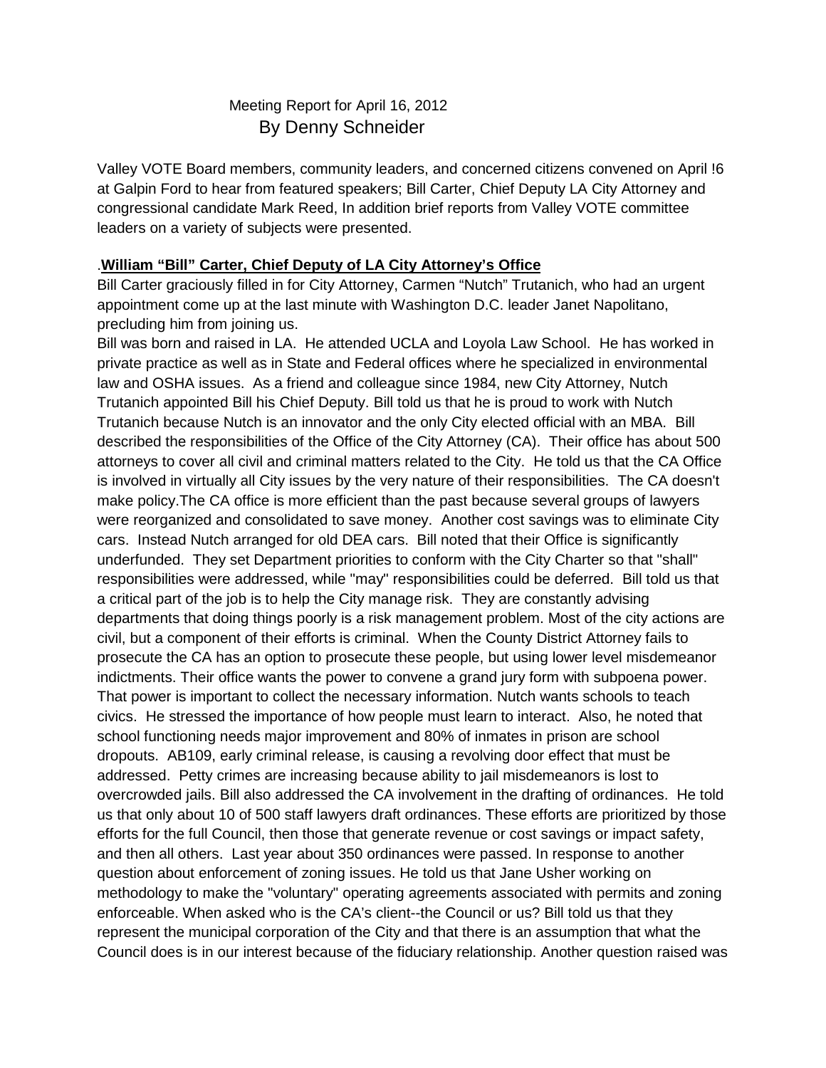Meeting Report for April 16, 2012
By Denny Schneider

Valley VOTE Board members, community leaders, and concerned citizens convened on April !6 at Galpin Ford to hear from featured speakers; Bill Carter, Chief Deputy LA City Attorney and congressional candidate Mark Reed, In addition brief reports from Valley VOTE committee leaders on a variety of subjects were presented.

.**William "Bill" Carter, Chief Deputy of LA City Attorney's Office**

Bill Carter graciously filled in for City Attorney, Carmen "Nutch" Trutanich, who had an urgent appointment come up at the last minute with Washington D.C. leader Janet Napolitano, precluding him from joining us.

Bill was born and raised in LA. He attended UCLA and Loyola Law School. He has worked in private practice as well as in State and Federal offices where he specialized in environmental law and OSHA issues. As a friend and colleague since 1984, new City Attorney, Nutch Trutanich appointed Bill his Chief Deputy. Bill told us that he is proud to work with Nutch Trutanich because Nutch is an innovator and the only City elected official with an MBA. Bill described the responsibilities of the Office of the City Attorney (CA). Their office has about 500 attorneys to cover all civil and criminal matters related to the City. He told us that the CA Office is involved in virtually all City issues by the very nature of their responsibilities. The CA doesn't make policy.The CA office is more efficient than the past because several groups of lawyers were reorganized and consolidated to save money. Another cost savings was to eliminate City cars. Instead Nutch arranged for old DEA cars. Bill noted that their Office is significantly underfunded. They set Department priorities to conform with the City Charter so that "shall" responsibilities were addressed, while "may" responsibilities could be deferred. Bill told us that a critical part of the job is to help the City manage risk. They are constantly advising departments that doing things poorly is a risk management problem. Most of the city actions are civil, but a component of their efforts is criminal. When the County District Attorney fails to prosecute the CA has an option to prosecute these people, but using lower level misdemeanor indictments. Their office wants the power to convene a grand jury form with subpoena power. That power is important to collect the necessary information. Nutch wants schools to teach civics. He stressed the importance of how people must learn to interact. Also, he noted that school functioning needs major improvement and 80% of inmates in prison are school dropouts. AB109, early criminal release, is causing a revolving door effect that must be addressed. Petty crimes are increasing because ability to jail misdemeanors is lost to overcrowded jails. Bill also addressed the CA involvement in the drafting of ordinances. He told us that only about 10 of 500 staff lawyers draft ordinances. These efforts are prioritized by those efforts for the full Council, then those that generate revenue or cost savings or impact safety, and then all others. Last year about 350 ordinances were passed. In response to another question about enforcement of zoning issues. He told us that Jane Usher working on methodology to make the "voluntary" operating agreements associated with permits and zoning enforceable. When asked who is the CA's client--the Council or us? Bill told us that they represent the municipal corporation of the City and that there is an assumption that what the Council does is in our interest because of the fiduciary relationship. Another question raised was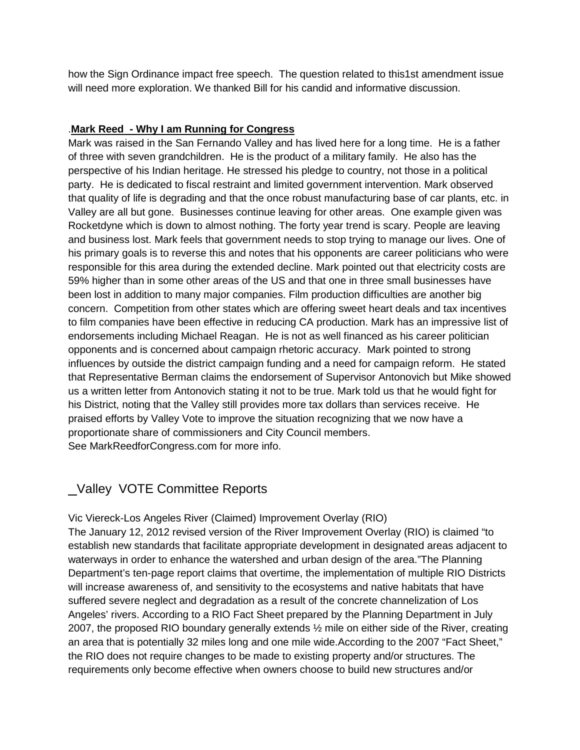how the Sign Ordinance impact free speech.  The question related to this1st amendment issue will need more exploration. We thanked Bill for his candid and informative discussion.

.**Mark Reed  - Why I am Running for Congress**

Mark was raised in the San Fernando Valley and has lived here for a long time.  He is a father of three with seven grandchildren.  He is the product of a military family.  He also has the perspective of his Indian heritage. He stressed his pledge to country, not those in a political party.  He is dedicated to fiscal restraint and limited government intervention. Mark observed that quality of life is degrading and that the once robust manufacturing base of car plants, etc. in Valley are all but gone.  Businesses continue leaving for other areas.  One example given was Rocketdyne which is down to almost nothing. The forty year trend is scary. People are leaving and business lost. Mark feels that government needs to stop trying to manage our lives. One of his primary goals is to reverse this and notes that his opponents are career politicians who were responsible for this area during the extended decline. Mark pointed out that electricity costs are 59% higher than in some other areas of the US and that one in three small businesses have been lost in addition to many major companies. Film production difficulties are another big concern.  Competition from other states which are offering sweet heart deals and tax incentives to film companies have been effective in reducing CA production. Mark has an impressive list of endorsements including Michael Reagan.  He is not as well financed as his career politician opponents and is concerned about campaign rhetoric accuracy.  Mark pointed to strong influences by outside the district campaign funding and a need for campaign reform.  He stated that Representative Berman claims the endorsement of Supervisor Antonovich but Mike showed us a written letter from Antonovich stating it not to be true. Mark told us that he would fight for his District, noting that the Valley still provides more tax dollars than services receive.  He praised efforts by Valley Vote to improve the situation recognizing that we now have a proportionate share of commissioners and City Council members.
See MarkReedforCongress.com for more info.

## _Valley  VOTE Committee Reports

Vic Viereck-Los Angeles River (Claimed) Improvement Overlay (RIO)
The January 12, 2012 revised version of the River Improvement Overlay (RIO) is claimed "to establish new standards that facilitate appropriate development in designated areas adjacent to waterways in order to enhance the watershed and urban design of the area."The Planning Department's ten-page report claims that overtime, the implementation of multiple RIO Districts will increase awareness of, and sensitivity to the ecosystems and native habitats that have suffered severe neglect and degradation as a result of the concrete channelization of Los Angeles' rivers. According to a RIO Fact Sheet prepared by the Planning Department in July 2007, the proposed RIO boundary generally extends ½ mile on either side of the River, creating an area that is potentially 32 miles long and one mile wide.According to the 2007 "Fact Sheet," the RIO does not require changes to be made to existing property and/or structures. The requirements only become effective when owners choose to build new structures and/or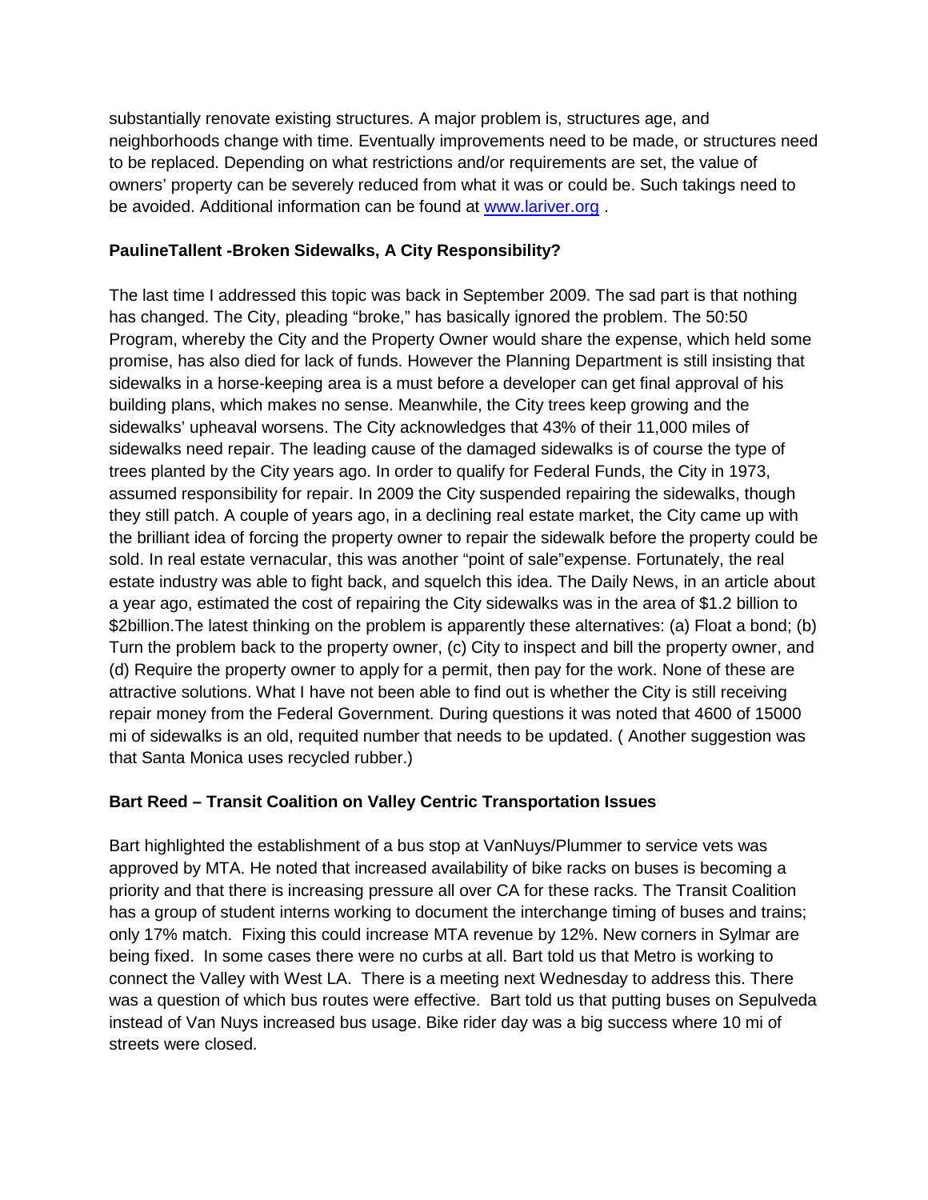substantially renovate existing structures. A major problem is, structures age, and neighborhoods change with time. Eventually improvements need to be made, or structures need to be replaced. Depending on what restrictions and/or requirements are set, the value of owners' property can be severely reduced from what it was or could be. Such takings need to be avoided. Additional information can be found at [www.lariver.org](http://www.lariver.org) .

**PaulineTallent -Broken Sidewalks, A City Responsibility?**

The last time I addressed this topic was back in September 2009. The sad part is that nothing has changed. The City, pleading "broke," has basically ignored the problem. The 50:50 Program, whereby the City and the Property Owner would share the expense, which held some promise, has also died for lack of funds. However the Planning Department is still insisting that sidewalks in a horse-keeping area is a must before a developer can get final approval of his building plans, which makes no sense. Meanwhile, the City trees keep growing and the sidewalks' upheaval worsens. The City acknowledges that 43% of their 11,000 miles of sidewalks need repair. The leading cause of the damaged sidewalks is of course the type of trees planted by the City years ago. In order to qualify for Federal Funds, the City in 1973, assumed responsibility for repair. In 2009 the City suspended repairing the sidewalks, though they still patch. A couple of years ago, in a declining real estate market, the City came up with the brilliant idea of forcing the property owner to repair the sidewalk before the property could be sold. In real estate vernacular, this was another "point of sale"expense. Fortunately, the real estate industry was able to fight back, and squelch this idea. The Daily News, in an article about a year ago, estimated the cost of repairing the City sidewalks was in the area of $1.2 billion to $2billion.The latest thinking on the problem is apparently these alternatives: (a) Float a bond; (b) Turn the problem back to the property owner, (c) City to inspect and bill the property owner, and (d) Require the property owner to apply for a permit, then pay for the work. None of these are attractive solutions. What I have not been able to find out is whether the City is still receiving repair money from the Federal Government. During questions it was noted that 4600 of 15000 mi of sidewalks is an old, requited number that needs to be updated. ( Another suggestion was that Santa Monica uses recycled rubber.)

**Bart Reed – Transit Coalition on Valley Centric Transportation Issues**

Bart highlighted the establishment of a bus stop at VanNuys/Plummer to service vets was approved by MTA. He noted that increased availability of bike racks on buses is becoming a priority and that there is increasing pressure all over CA for these racks. The Transit Coalition has a group of student interns working to document the interchange timing of buses and trains; only 17% match. Fixing this could increase MTA revenue by 12%. New corners in Sylmar are being fixed. In some cases there were no curbs at all. Bart told us that Metro is working to connect the Valley with West LA. There is a meeting next Wednesday to address this. There was a question of which bus routes were effective. Bart told us that putting buses on Sepulveda instead of Van Nuys increased bus usage. Bike rider day was a big success where 10 mi of streets were closed.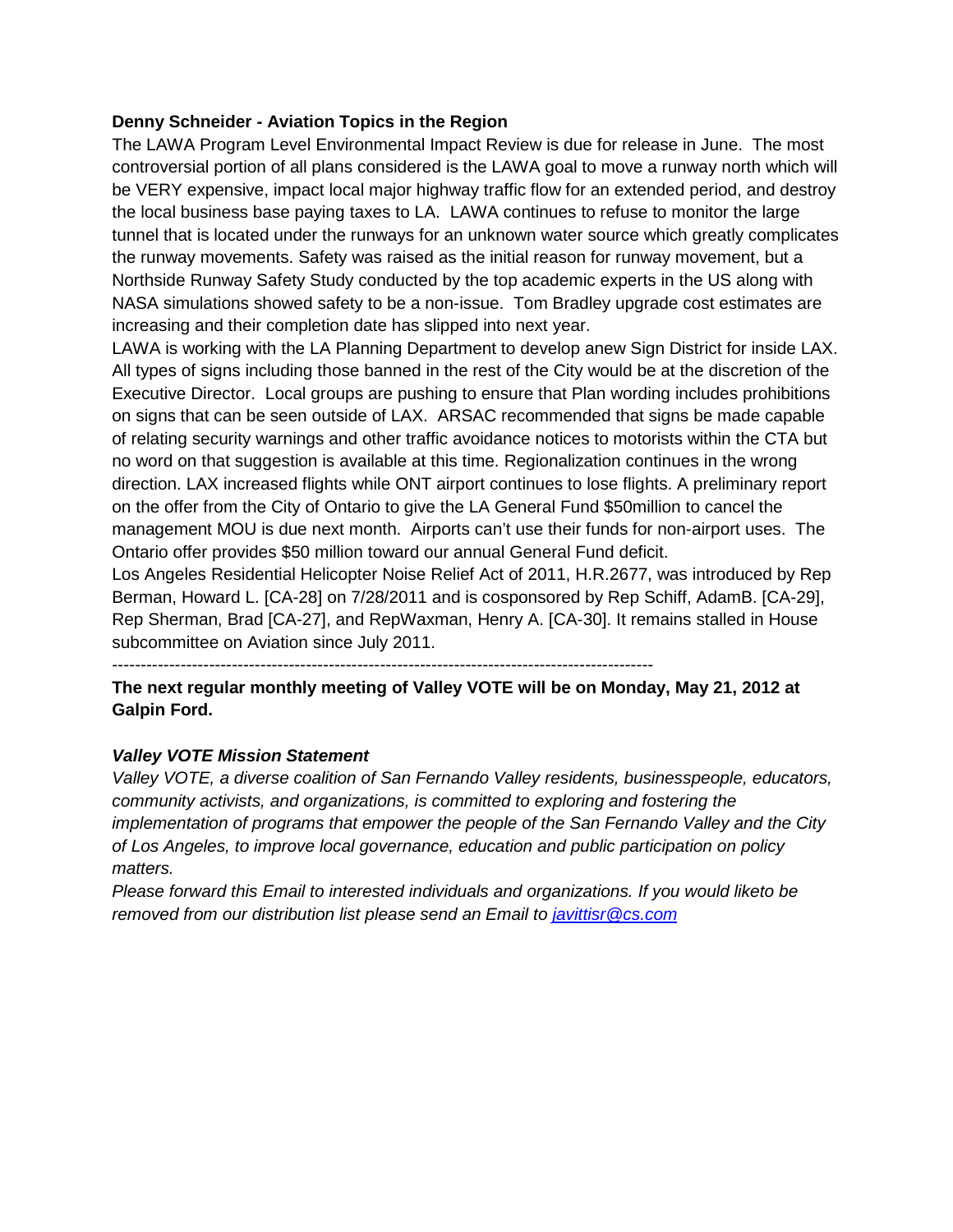**Denny Schneider - Aviation Topics in the Region**

The LAWA Program Level Environmental Impact Review is due for release in June. The most controversial portion of all plans considered is the LAWA goal to move a runway north which will be VERY expensive, impact local major highway traffic flow for an extended period, and destroy the local business base paying taxes to LA. LAWA continues to refuse to monitor the large tunnel that is located under the runways for an unknown water source which greatly complicates the runway movements. Safety was raised as the initial reason for runway movement, but a Northside Runway Safety Study conducted by the top academic experts in the US along with NASA simulations showed safety to be a non-issue. Tom Bradley upgrade cost estimates are increasing and their completion date has slipped into next year.

LAWA is working with the LA Planning Department to develop anew Sign District for inside LAX. All types of signs including those banned in the rest of the City would be at the discretion of the Executive Director. Local groups are pushing to ensure that Plan wording includes prohibitions on signs that can be seen outside of LAX. ARSAC recommended that signs be made capable of relating security warnings and other traffic avoidance notices to motorists within the CTA but no word on that suggestion is available at this time. Regionalization continues in the wrong direction. LAX increased flights while ONT airport continues to lose flights. A preliminary report on the offer from the City of Ontario to give the LA General Fund $50million to cancel the management MOU is due next month. Airports can't use their funds for non-airport uses. The Ontario offer provides $50 million toward our annual General Fund deficit.

Los Angeles Residential Helicopter Noise Relief Act of 2011, H.R.2677, was introduced by Rep Berman, Howard L. [CA-28] on 7/28/2011 and is cosponsored by Rep Schiff, AdamB. [CA-29], Rep Sherman, Brad [CA-27], and RepWaxman, Henry A. [CA-30]. It remains stalled in House subcommittee on Aviation since July 2011.

-----------------------------------------------------------------------------------------------

**The next regular monthly meeting of Valley VOTE will be on Monday, May 21, 2012 at Galpin Ford.**

***Valley VOTE Mission Statement***

*Valley VOTE, a diverse coalition of San Fernando Valley residents, businesspeople, educators, community activists, and organizations, is committed to exploring and fostering the implementation of programs that empower the people of the San Fernando Valley and the City of Los Angeles, to improve local governance, education and public participation on policy matters.*

*Please forward this Email to interested individuals and organizations. If you would liketo be removed from our distribution list please send an Email to [javittisr@cs.com](mailto:javittisr@cs.com)*